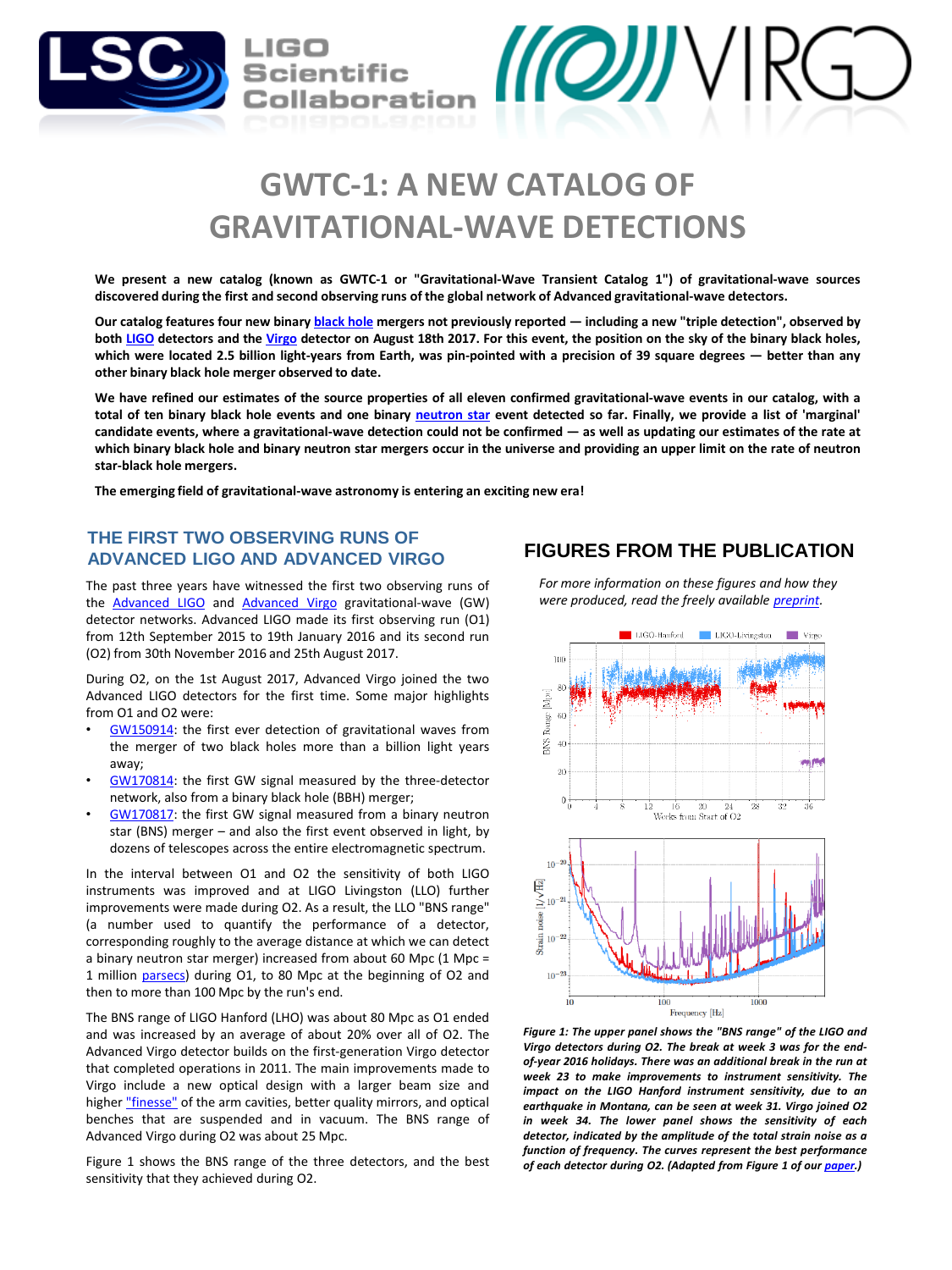# GWTC-1: A NEW CATALOG OF GRAVITATIONAL-WAVE DETECTIONS

**We present a new catalog (known as GWTC-1 or "Gravitational-Wave Transient Catalog 1") of gravitational-wave sources discovered during the first and second observing runs of the global network of Advanced gravitational-wave detectors.**

**Our catalog features four new binary black hole mergers not previously reported — including a new "triple detection", observed by both LIGO detectors and the Virgo detector on August 18th 2017. For this event, the position on the sky of the binary black holes, which were located 2.5 billion light-years from Earth, was pin-pointed with a precision of 39 square degrees — better than any other binary black hole merger observed to date.**

**We have refined our estimates of the source properties of all eleven confirmed gravitational-wave events in our catalog, with a total of ten binary black hole events and one binary neutron star event detected so far. Finally, we provide a list of 'marginal' candidate events, where a gravitational-wave detection could not be confirmed — as well as updating our estimates of the rate at which binary black hole and binary neutron star mergers occur in the universe and providing an upper limit on the rate of neutron star-black hole mergers.**

**The emerging field of gravitational-wave astronomy is entering an exciting new era!**

## THE FIRST TWO OBSERVING RUNS OF ADVANCED LIGO AND ADVANCED VIRGO

The past three years have witnessed the first two observing runs of the Advanced LIGO and Advanced Virgo gravitational-wave (GW) detector networks. Advanced LIGO made its first observing run (O1) from 12th September 2015 to 19th January 2016 and its second run (O2) from 30th November 2016 and 25th August 2017.

During O2, on the 1st August 2017, Advanced Virgo joined the two Advanced LIGO detectors for the first time. Some major highlights from O1 and O2 were:

- GW150914: the first ever detection of gravitational waves from the merger of two black holes more than a billion light years away;
- GW170814: the first GW signal measured by the three-detector network, also from a binary black hole (BBH) merger;
- GW170817: the first GW signal measured from a binary neutron star (BNS) merger – and also the first event observed in light, by dozens of telescopes across the entire electromagnetic spectrum.

In the interval between O1 and O2 the sensitivity of both LIGO instruments was improved and at LIGO Livingston (LLO) further improvements were made during O2. As a result, the LLO "BNS range" (a number used to quantify the performance of a detector, corresponding roughly to the average distance at which we can detect a binary neutron star merger) increased from about 60 Mpc (1 Mpc = 1 million parsecs) during O1, to 80 Mpc at the beginning of O2 and then to more than 100 Mpc by the run's end.

The BNS range of LIGO Hanford (LHO) was about 80 Mpc as O1 ended and was increased by an average of about 20% over all of O2. The Advanced Virgo detector builds on the first-generation Virgo detector that completed operations in 2011. The main improvements made to Virgo include a new optical design with a larger beam size and higher "finesse" of the arm cavities, better quality mirrors, and optical benches that are suspended and in vacuum. The BNS range of Advanced Virgo during O2 was about 25 Mpc.

Figure 1 shows the BNS range of the three detectors, and the best sensitivity that they achieved during O2.

## FIGURES FROM THE PUBLICATION

*For more information on these figures and how they were produced, read the freely available preprint.*

*Figure 1: The upper panel shows the "BNS range" of the LIGO and Virgo detectors during O2. The break at week 3 was for the end-of-year 2016 holidays. There was an additional break in the run at week 23 to make improvements to instrument sensitivity. The impact on the LIGO Hanford instrument sensitivity, due to an earthquake in Montana, can be seen at week 31. Virgo joined O2 in week 34. The lower panel shows the sensitivity of each detector, indicated by the amplitude of the total strain noise as a function of frequency. The curves represent the best performance of each detector during O2. (Adapted from Figure 1 of our paper.)*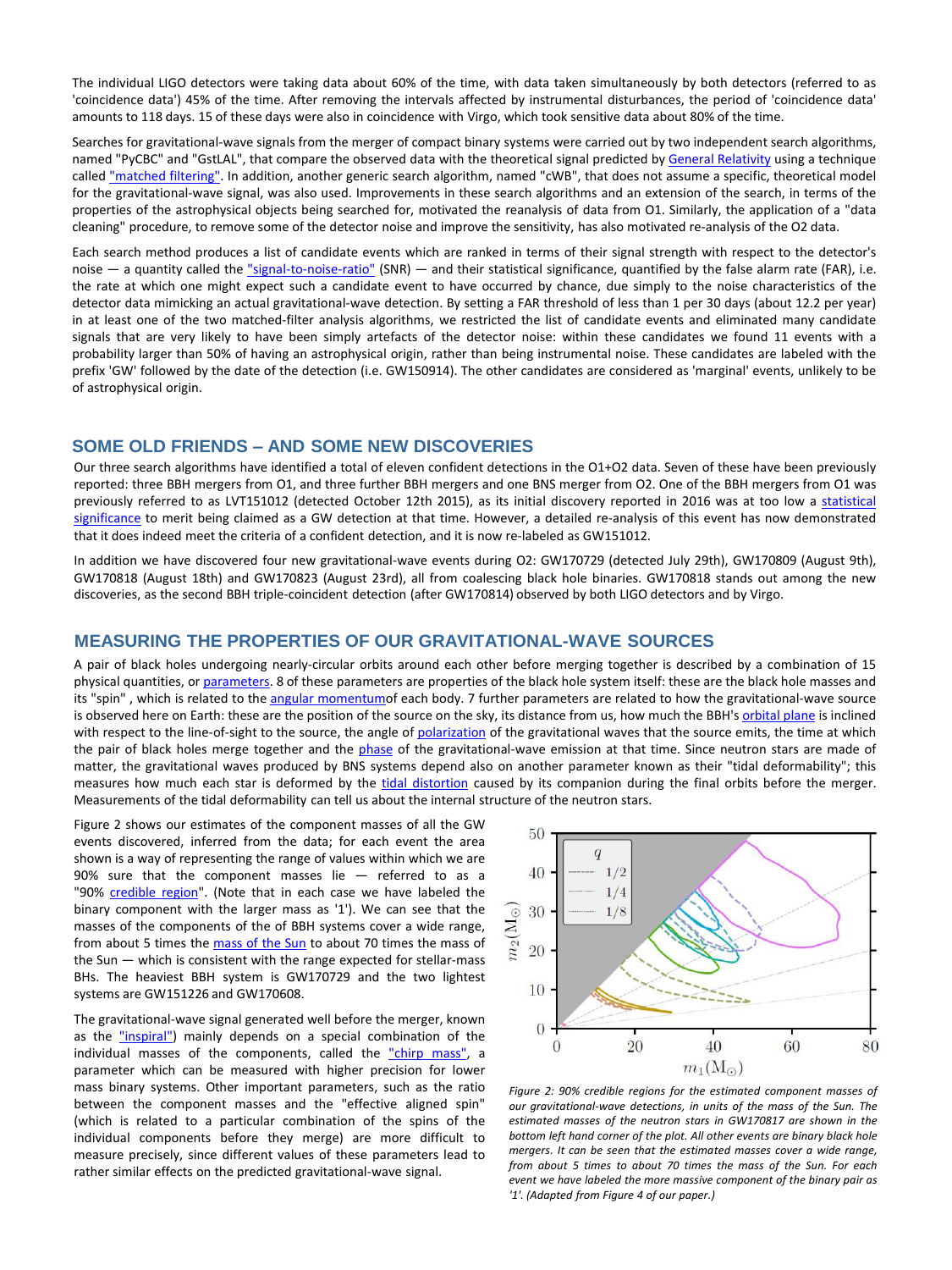The individual LIGO detectors were taking data about 60% of the time, with data taken simultaneously by both detectors (referred to as 'coincidence data') 45% of the time. After removing the intervals affected by instrumental disturbances, the period of 'coincidence data' amounts to 118 days. 15 of these days were also in coincidence with Virgo, which took sensitive data about 80% of the time.

Searches for gravitational-wave signals from the merger of compact binary systems were carried out by two independent search algorithms, named "PyCBC" and "GstLAL", that compare the observed data with the theoretical signal predicted by General Relativity using a technique called "matched filtering". In addition, another generic search algorithm, named "cWB", that does not assume a specific, theoretical model for the gravitational-wave signal, was also used. Improvements in these search algorithms and an extension of the search, in terms of the properties of the astrophysical objects being searched for, motivated the reanalysis of data from O1. Similarly, the application of a "data cleaning" procedure, to remove some of the detector noise and improve the sensitivity, has also motivated re-analysis of the O2 data.

Each search method produces a list of candidate events which are ranked in terms of their signal strength with respect to the detector's noise — a quantity called the "signal-to-noise-ratio" (SNR) — and their statistical significance, quantified by the false alarm rate (FAR), i.e. the rate at which one might expect such a candidate event to have occurred by chance, due simply to the noise characteristics of the detector data mimicking an actual gravitational-wave detection. By setting a FAR threshold of less than 1 per 30 days (about 12.2 per year) in at least one of the two matched-filter analysis algorithms, we restricted the list of candidate events and eliminated many candidate signals that are very likely to have been simply artefacts of the detector noise: within these candidates we found 11 events with a probability larger than 50% of having an astrophysical origin, rather than being instrumental noise. These candidates are labeled with the prefix 'GW' followed by the date of the detection (i.e. GW150914). The other candidates are considered as 'marginal' events, unlikely to be of astrophysical origin.

## SOME OLD FRIENDS – AND SOME NEW DISCOVERIES

Our three search algorithms have identified a total of eleven confident detections in the O1+O2 data. Seven of these have been previously reported: three BBH mergers from O1, and three further BBH mergers and one BNS merger from O2. One of the BBH mergers from O1 was previously referred to as LVT151012 (detected October 12th 2015), as its initial discovery reported in 2016 was at too low a statistical significance to merit being claimed as a GW detection at that time. However, a detailed re-analysis of this event has now demonstrated that it does indeed meet the criteria of a confident detection, and it is now re-labeled as GW151012.

In addition we have discovered four new gravitational-wave events during O2: GW170729 (detected July 29th), GW170809 (August 9th), GW170818 (August 18th) and GW170823 (August 23rd), all from coalescing black hole binaries. GW170818 stands out among the new discoveries, as the second BBH triple-coincident detection (after GW170814) observed by both LIGO detectors and by Virgo.

## MEASURING THE PROPERTIES OF OUR GRAVITATIONAL-WAVE SOURCES

A pair of black holes undergoing nearly-circular orbits around each other before merging together is described by a combination of 15 physical quantities, or parameters. 8 of these parameters are properties of the black hole system itself: these are the black hole masses and its "spin" , which is related to the angular momentumof each body. 7 further parameters are related to how the gravitational-wave source is observed here on Earth: these are the position of the source on the sky, its distance from us, how much the BBH's orbital plane is inclined with respect to the line-of-sight to the source, the angle of polarization of the gravitational waves that the source emits, the time at which the pair of black holes merge together and the phase of the gravitational-wave emission at that time. Since neutron stars are made of matter, the gravitational waves produced by BNS systems depend also on another parameter known as their "tidal deformability"; this measures how much each star is deformed by the tidal distortion caused by its companion during the final orbits before the merger. Measurements of the tidal deformability can tell us about the internal structure of the neutron stars.

Figure 2 shows our estimates of the component masses of all the GW events discovered, inferred from the data; for each event the area shown is a way of representing the range of values within which we are 90% sure that the component masses lie — referred to as a "90% credible region". (Note that in each case we have labeled the binary component with the larger mass as '1'). We can see that the masses of the components of the of BBH systems cover a wide range, from about 5 times the mass of the Sun to about 70 times the mass of the Sun — which is consistent with the range expected for stellar-mass BHs. The heaviest BBH system is GW170729 and the two lightest systems are GW151226 and GW170608.

The gravitational-wave signal generated well before the merger, known as the "inspiral") mainly depends on a special combination of the individual masses of the components, called the "chirp mass", a parameter which can be measured with higher precision for lower mass binary systems. Other important parameters, such as the ratio between the component masses and the "effective aligned spin" (which is related to a particular combination of the spins of the individual components before they merge) are more difficult to measure precisely, since different values of these parameters lead to rather similar effects on the predicted gravitational-wave signal.

*Figure 2: 90% credible regions for the estimated component masses of our gravitational-wave detections, in units of the mass of the Sun. The estimated masses of the neutron stars in GW170817 are shown in the bottom left hand corner of the plot. All other events are binary black hole mergers. It can be seen that the estimated masses cover a wide range, from about 5 times to about 70 times the mass of the Sun. For each event we have labeled the more massive component of the binary pair as '1'. (Adapted from Figure 4 of our paper.)*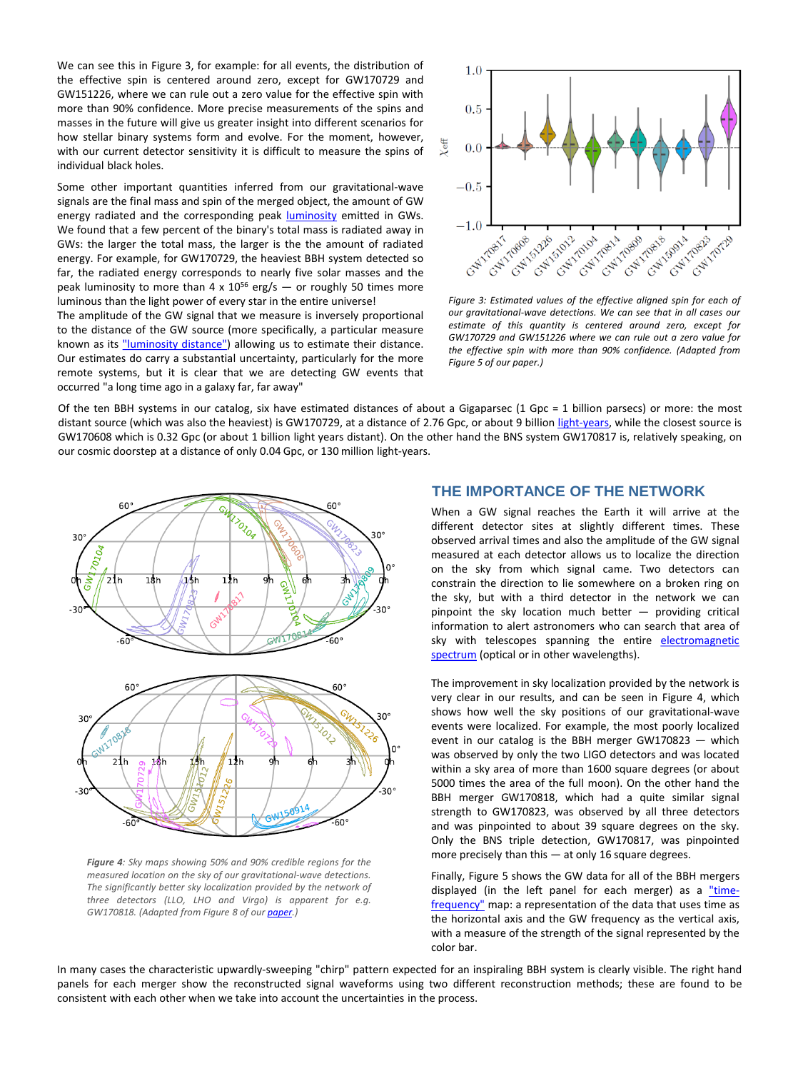We can see this in Figure 3, for example: for all events, the distribution of the effective spin is centered around zero, except for GW170729 and GW151226, where we can rule out a zero value for the effective spin with more than 90% confidence. More precise measurements of the spins and masses in the future will give us greater insight into different scenarios for how stellar binary systems form and evolve. For the moment, however, with our current detector sensitivity it is difficult to measure the spins of individual black holes.

Some other important quantities inferred from our gravitational-wave signals are the final mass and spin of the merged object, the amount of GW energy radiated and the corresponding peak luminosity emitted in GWs. We found that a few percent of the binary's total mass is radiated away in GWs: the larger the total mass, the larger is the the amount of radiated energy. For example, for GW170729, the heaviest BBH system detected so far, the radiated energy corresponds to nearly five solar masses and the peak luminosity to more than 4 x $10^{56}$ erg/s — or roughly 50 times more luminous than the light power of every star in the entire universe!

The amplitude of the GW signal that we measure is inversely proportional to the distance of the GW source (more specifically, a particular measure known as its "luminosity distance") allowing us to estimate their distance. Our estimates do carry a substantial uncertainty, particularly for the more remote systems, but it is clear that we are detecting GW events that occurred "a long time ago in a galaxy far, far away"

*Figure 3: Estimated values of the effective aligned spin for each of our gravitational-wave detections. We can see that in all cases our estimate of this quantity is centered around zero, except for GW170729 and GW151226 where we can rule out a zero value for the effective spin with more than 90% confidence. (Adapted from Figure 5 of our paper.)*

Of the ten BBH systems in our catalog, six have estimated distances of about a Gigaparsec (1 Gpc = 1 billion parsecs) or more: the most distant source (which was also the heaviest) is GW170729, at a distance of 2.76 Gpc, or about 9 billion light-years, while the closest source is GW170608 which is 0.32 Gpc (or about 1 billion light years distant). On the other hand the BNS system GW170817 is, relatively speaking, on our cosmic doorstep at a distance of only 0.04 Gpc, or 130 million light-years.

*__Figure 4__: Sky maps showing 50% and 90% credible regions for the measured location on the sky of our gravitational-wave detections. The significantly better sky localization provided by the network of three detectors (LLO, LHO and Virgo) is apparent for e.g. GW170818. (Adapted from Figure 8 of our paper.)*

## THE IMPORTANCE OF THE NETWORK

When a GW signal reaches the Earth it will arrive at the different detector sites at slightly different times. These observed arrival times and also the amplitude of the GW signal measured at each detector allows us to localize the direction on the sky from which signal came. Two detectors can constrain the direction to lie somewhere on a broad ring on the sky, but with a third detector in the network we can pinpoint the sky location much better — providing critical information to alert astronomers who can search that area of sky with telescopes spanning the entire electromagnetic spectrum (optical or in other wavelengths).

The improvement in sky localization provided by the network is very clear in our results, and can be seen in Figure 4, which shows how well the sky positions of our gravitational-wave events were localized. For example, the most poorly localized event in our catalog is the BBH merger GW170823 — which was observed by only the two LIGO detectors and was located within a sky area of more than 1600 square degrees (or about 5000 times the area of the full moon). On the other hand the BBH merger GW170818, which had a quite similar signal strength to GW170823, was observed by all three detectors and was pinpointed to about 39 square degrees on the sky. Only the BNS triple detection, GW170817, was pinpointed more precisely than this — at only 16 square degrees.

Finally, Figure 5 shows the GW data for all of the BBH mergers displayed (in the left panel for each merger) as a "time-frequency" map: a representation of the data that uses time as the horizontal axis and the GW frequency as the vertical axis, with a measure of the strength of the signal represented by the color bar.

In many cases the characteristic upwardly-sweeping "chirp" pattern expected for an inspiraling BBH system is clearly visible. The right hand panels for each merger show the reconstructed signal waveforms using two different reconstruction methods; these are found to be consistent with each other when we take into account the uncertainties in the process.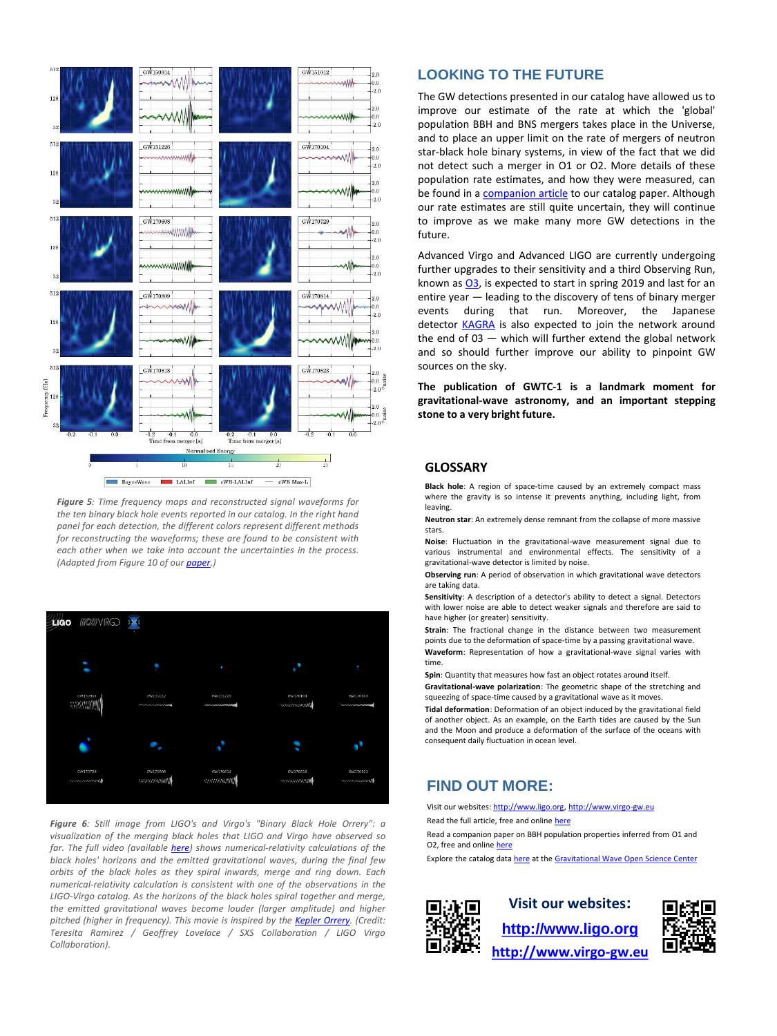512

128

32

GW150914

GW151012

2.0
0.0
-2.0

GW151226

GW170104

GW170608

GW170729

GW170809

GW170814

GW170818

GW170823

Frequency [Hz]

-0.2 -0.1 0.0

Time from merger [s]

noise

Normalized Energy

0 10 15 20 25

BayesWave LALInf cWB-LALInf cWB Max-L

*Figure 5: Time frequency maps and reconstructed signal waveforms for the ten binary black hole events reported in our catalog. In the right hand panel for each detection, the different colors represent different methods for reconstructing the waveforms; these are found to be consistent with each other when we take into account the uncertainties in the process. (Adapted from Figure 10 of our paper.)*

LIGO VIRGO

GW150914 GW151012 GW151226 GW170104 GW170608

GW170729 GW170809 GW170814 GW170818 GW170823

*Figure 6: Still image from LIGO's and Virgo's "Binary Black Hole Orrery": a visualization of the merging black holes that LIGO and Virgo have observed so far. The full video (available here) shows numerical-relativity calculations of the black holes' horizons and the emitted gravitational waves, during the final few orbits of the black holes as they spiral inwards, merge and ring down. Each numerical-relativity calculation is consistent with one of the observations in the LIGO-Virgo catalog. As the horizons of the black holes spiral together and merge, the emitted gravitational waves become louder (larger amplitude) and higher pitched (higher in frequency). This movie is inspired by the Kepler Orrery. (Credit: Teresita Ramirez / Geoffrey Lovelace / SXS Collaboration / LIGO Virgo Collaboration).*

## LOOKING TO THE FUTURE

The GW detections presented in our catalog have allowed us to improve our estimate of the rate at which the 'global' population BBH and BNS mergers takes place in the Universe, and to place an upper limit on the rate of mergers of neutron star-black hole binary systems, in view of the fact that we did not detect such a merger in O1 or O2. More details of these population rate estimates, and how they were measured, can be found in a companion article to our catalog paper. Although our rate estimates are still quite uncertain, they will continue to improve as we make many more GW detections in the future.

Advanced Virgo and Advanced LIGO are currently undergoing further upgrades to their sensitivity and a third Observing Run, known as O3, is expected to start in spring 2019 and last for an entire year — leading to the discovery of tens of binary merger events during that run. Moreover, the Japanese detector KAGRA is also expected to join the network around the end of 03 — which will further extend the global network and so should further improve our ability to pinpoint GW sources on the sky.

**The publication of GWTC-1 is a landmark moment for gravitational-wave astronomy, and an important stepping stone to a very bright future.**

## GLOSSARY

**Black hole**: A region of space-time caused by an extremely compact mass where the gravity is so intense it prevents anything, including light, from leaving.

**Neutron star**: An extremely dense remnant from the collapse of more massive stars.

**Noise**: Fluctuation in the gravitational-wave measurement signal due to various instrumental and environmental effects. The sensitivity of a gravitational-wave detector is limited by noise.

**Observing run**: A period of observation in which gravitational wave detectors are taking data.

**Sensitivity**: A description of a detector's ability to detect a signal. Detectors with lower noise are able to detect weaker signals and therefore are said to have higher (or greater) sensitivity.

**Strain**: The fractional change in the distance between two measurement points due to the deformation of space-time by a passing gravitational wave.

**Waveform**: Representation of how a gravitational-wave signal varies with time.

**Spin**: Quantity that measures how fast an object rotates around itself.

**Gravitational-wave polarization**: The geometric shape of the stretching and squeezing of space-time caused by a gravitational wave as it moves.

**Tidal deformation**: Deformation of an object induced by the gravitational field of another object. As an example, on the Earth tides are caused by the Sun and the Moon and produce a deformation of the surface of the oceans with consequent daily fluctuation in ocean level.

## FIND OUT MORE:

Visit our websites: http://www.ligo.org, http://www.virgo-gw.eu

Read the full article, free and online here

Read a companion paper on BBH population properties inferred from O1 and O2, free and online here

Explore the catalog data here at the Gravitational Wave Open Science Center

**Visit our websites:**

**http://www.ligo.org**

**http://www.virgo-gw.eu**